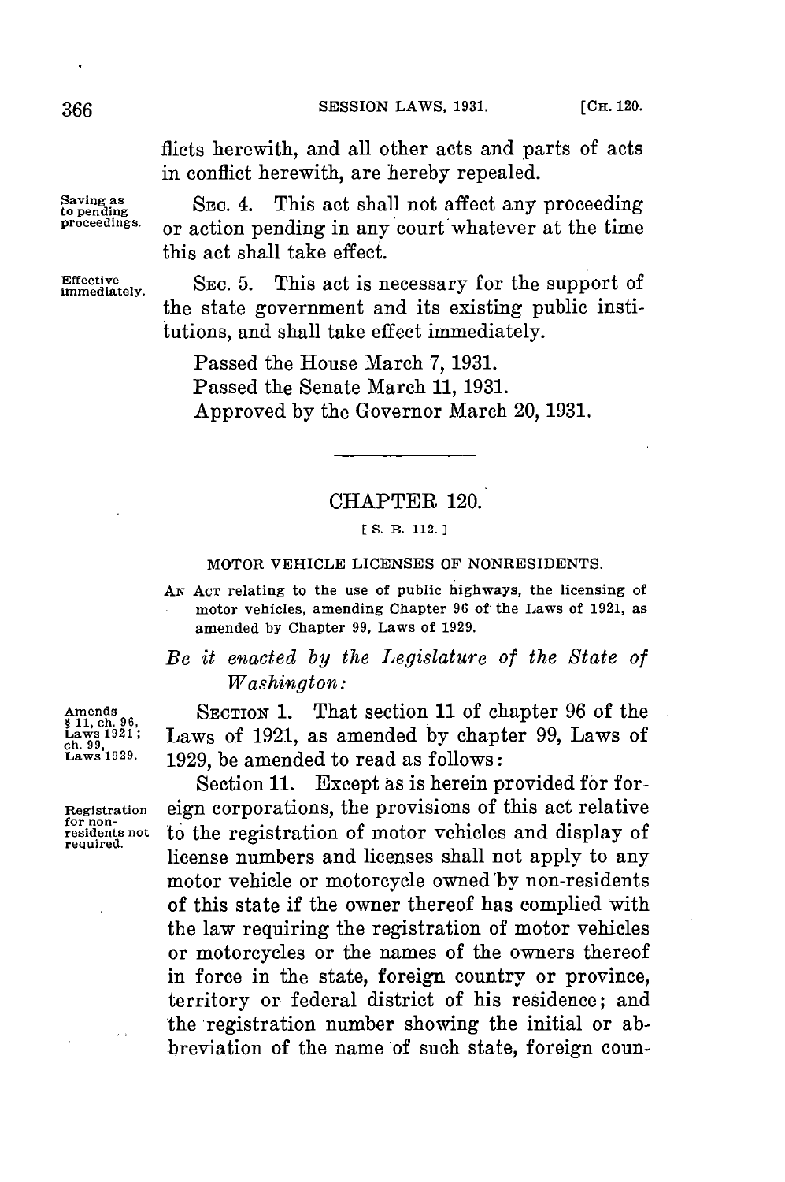flicts herewith, and all other acts and parts of acts in conflict herewith, are hereby repealed.

Saving as to pending proceedings. SEC. 4. This act shall not affect any proceeding or action pending in any court whatever at the time this act shall take effect.

Effective immediately. SEC. 5. This act is necessary for the support of the state government and its existing public institutions, and shall take effect immediately.

Passed the House March 7, 1931.
Passed the Senate March 11, 1931.
Approved by the Governor March 20, 1931.

## CHAPTER 120.

[S. B. 112.]

MOTOR VEHICLE LICENSES OF NONRESIDENTS.

AN ACT relating to the use of public highways, the licensing of motor vehicles, amending Chapter 96 of the Laws of 1921, as amended by Chapter 99, Laws of 1929.

*Be it enacted by the Legislature of the State of Washington:*

Amends § 11, ch. 96, Laws 1921; ch. 99, Laws 1929. SECTION 1. That section 11 of chapter 96 of the Laws of 1921, as amended by chapter 99, Laws of 1929, be amended to read as follows:

Registration for non-residents not required. Section 11. Except as is herein provided for foreign corporations, the provisions of this act relative to the registration of motor vehicles and display of license numbers and licenses shall not apply to any motor vehicle or motorcycle owned by non-residents of this state if the owner thereof has complied with the law requiring the registration of motor vehicles or motorcycles or the names of the owners thereof in force in the state, foreign country or province, territory or federal district of his residence; and the registration number showing the initial or abbreviation of the name of such state, foreign coun-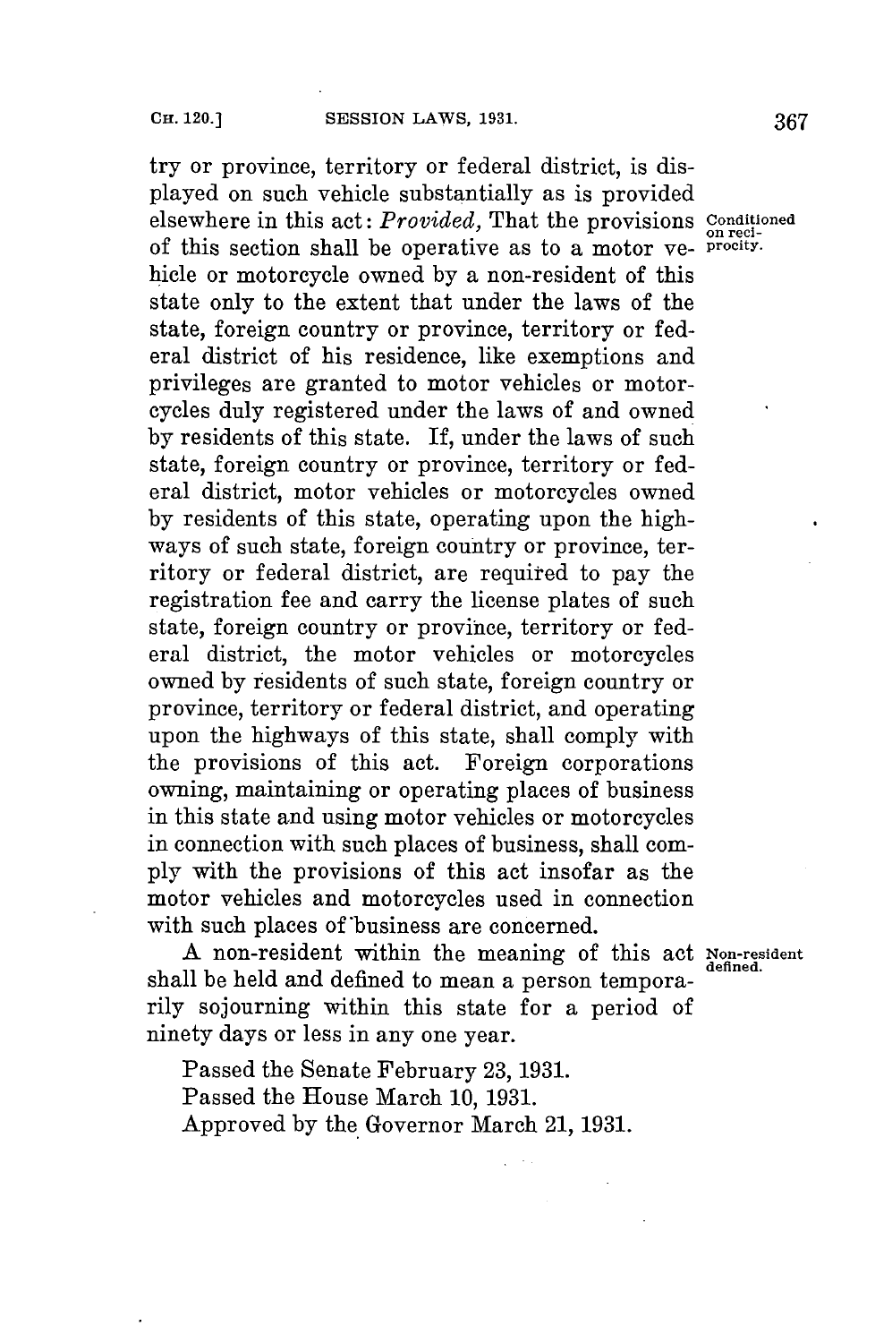try or province, territory or federal district, is displayed on such vehicle substantially as is provided elsewhere in this act: *Provided,* That the provisions of this section shall be operative as to a motor vehicle or motorcycle owned by a non-resident of this state only to the extent that under the laws of the state, foreign country or province, territory or federal district of his residence, like exemptions and privileges are granted to motor vehicles or motorcycles duly registered under the laws of and owned by residents of this state. If, under the laws of such state, foreign country or province, territory or federal district, motor vehicles or motorcycles owned by residents of this state, operating upon the highways of such state, foreign country or province, territory or federal district, are required to pay the registration fee and carry the license plates of such state, foreign country or province, territory or federal district, the motor vehicles or motorcycles owned by residents of such state, foreign country or province, territory or federal district, and operating upon the highways of this state, shall comply with the provisions of this act. Foreign corporations owning, maintaining or operating places of business in this state and using motor vehicles or motorcycles in connection with such places of business, shall comply with the provisions of this act insofar as the motor vehicles and motorcycles used in connection with such places of business are concerned.

Conditioned on reciprocity.

A non-resident within the meaning of this act shall be held and defined to mean a person temporarily sojourning within this state for a period of ninety days or less in any one year.

Non-resident defined.

Passed the Senate February 23, 1931.

Passed the House March 10, 1931.

Approved by the Governor March 21, 1931.